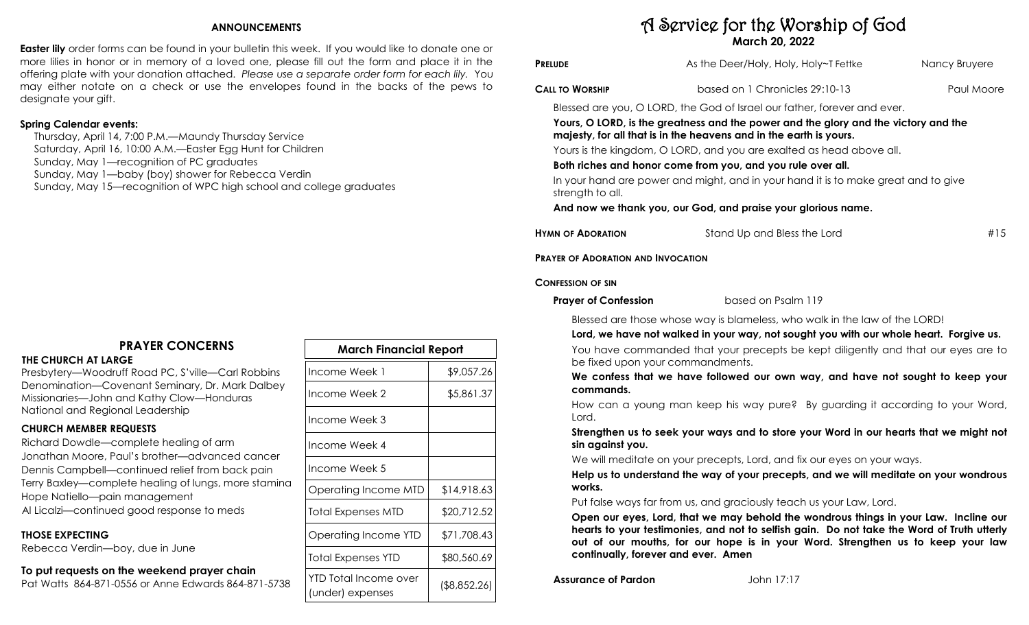## ANNOUNCEMENTS

**Easter lily** order forms can be found in your bulletin this week. If you would like to donate one or more lilies in honor or in memory of a loved one, please fill out the form and place it in the offering plate with your donation attached. *Please use a separate order form for each lily.* You may either notate on a check or use the envelopes found in the backs of the pews to designate your gift.

**Spring Calendar events:**

Thursday, April 14, 7:00 P.M.—Maundy Thursday Service
Saturday, April 16, 10:00 A.M.—Easter Egg Hunt for Children
Sunday, May 1—recognition of PC graduates
Sunday, May 1—baby (boy) shower for Rebecca Verdin
Sunday, May 15—recognition of WPC high school and college graduates

## PRAYER CONCERNS

**THE CHURCH AT LARGE**

Presbytery—Woodruff Road PC, S'ville—Carl Robbins
Denomination—Covenant Seminary, Dr. Mark Dalbey
Missionaries—John and Kathy Clow—Honduras
National and Regional Leadership

**CHURCH MEMBER REQUESTS**

Richard Dowdle—complete healing of arm
Jonathan Moore, Paul's brother—advanced cancer
Dennis Campbell—continued relief from back pain
Terry Baxley—complete healing of lungs, more stamina
Hope Natiello—pain management
Al Licalzi—continued good response to meds

**THOSE EXPECTING**

Rebecca Verdin—boy, due in June

**To put requests on the weekend prayer chain**
Pat Watts 864-871-0556 or Anne Edwards 864-871-5738

| March Financial Report | |
|---|---|
| Income Week 1 | $9,057.26 |
| Income Week 2 | $5,861.37 |
| Income Week 3 | |
| Income Week 4 | |
| Income Week 5 | |
| Operating Income MTD | $14,918.63 |
| Total Expenses MTD | $20,712.52 |
| Operating Income YTD | $71,708.43 |
| Total Expenses YTD | $80,560.69 |
| YTD Total Income over (under) expenses | ($8,852.26) |

# A Service for the Worship of God

**March 20, 2022**

**PRELUDE** — As the Deer/Holy, Holy, Holy~T Fettke — Nancy Bruyere

**CALL TO WORSHIP** — based on 1 Chronicles 29:10-13 — Paul Moore

Blessed are you, O LORD, the God of Israel our father, forever and ever.

**Yours, O LORD, is the greatness and the power and the glory and the victory and the majesty, for all that is in the heavens and in the earth is yours.**

Yours is the kingdom, O LORD, and you are exalted as head above all.

**Both riches and honor come from you, and you rule over all.**

In your hand are power and might, and in your hand it is to make great and to give strength to all.

**And now we thank you, our God, and praise your glorious name.**

**HYMN OF ADORATION** — Stand Up and Bless the Lord — #15

**PRAYER OF ADORATION AND INVOCATION**

**CONFESSION OF SIN**

**Prayer of Confession** — based on Psalm 119

Blessed are those whose way is blameless, who walk in the law of the LORD!

**Lord, we have not walked in your way, not sought you with our whole heart. Forgive us.**

You have commanded that your precepts be kept diligently and that our eyes are to be fixed upon your commandments.

**We confess that we have followed our own way, and have not sought to keep your commands.**

How can a young man keep his way pure? By guarding it according to your Word, Lord.

**Strengthen us to seek your ways and to store your Word in our hearts that we might not sin against you.**

We will meditate on your precepts, Lord, and fix our eyes on your ways.

**Help us to understand the way of your precepts, and we will meditate on your wondrous works.**

Put false ways far from us, and graciously teach us your Law, Lord.

**Open our eyes, Lord, that we may behold the wondrous things in your Law. Incline our hearts to your testimonies, and not to selfish gain. Do not take the Word of Truth utterly out of our mouths, for our hope is in your Word. Strengthen us to keep your law continually, forever and ever. Amen**

**Assurance of Pardon** — John 17:17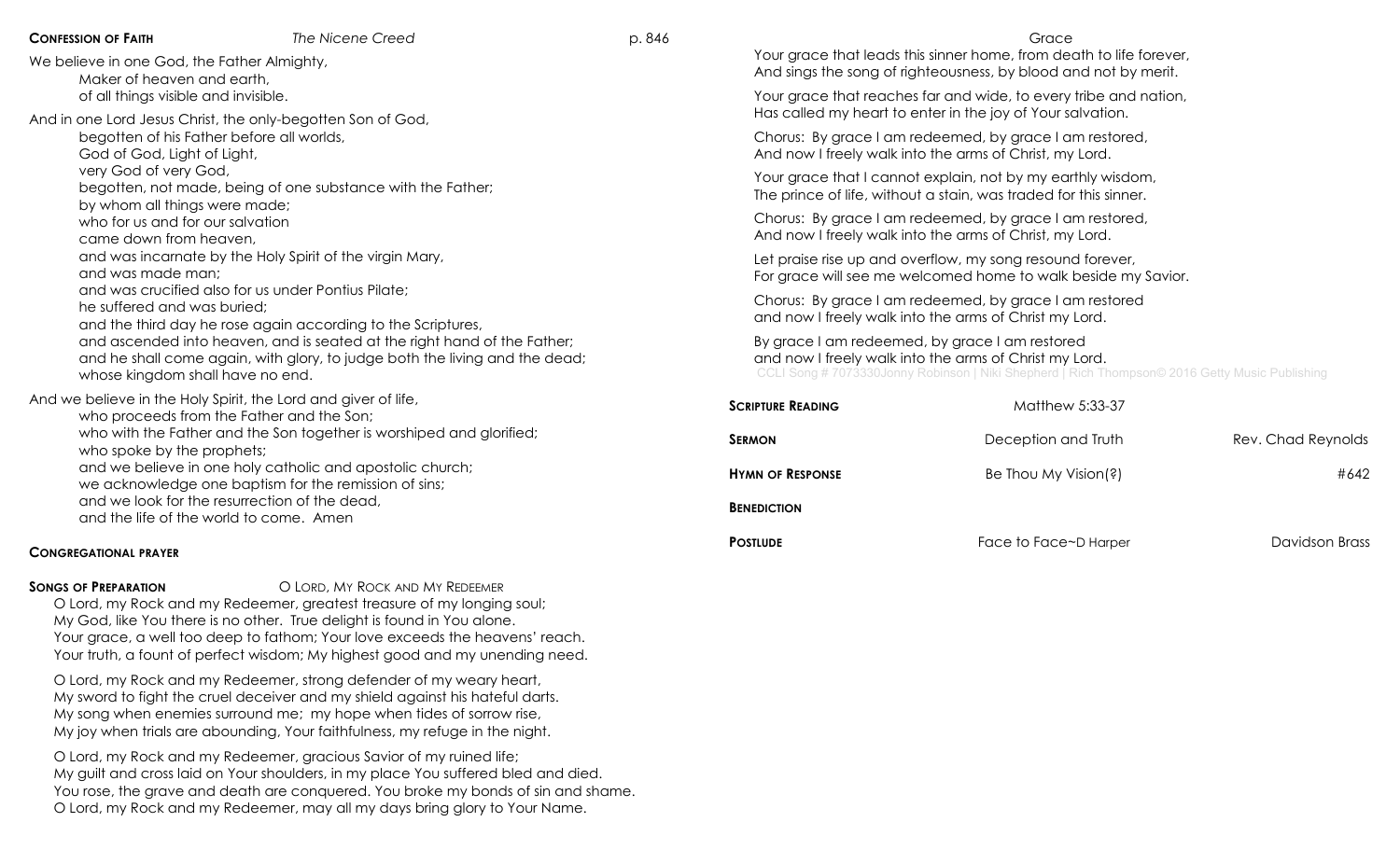**Confession of Faith** *The Nicene Creed* p. 846

We believe in one God, the Father Almighty,
Maker of heaven and earth,
of all things visible and invisible.

And in one Lord Jesus Christ, the only-begotten Son of God,
begotten of his Father before all worlds,
God of God, Light of Light,
very God of very God,
begotten, not made, being of one substance with the Father;
by whom all things were made;
who for us and for our salvation
came down from heaven,
and was incarnate by the Holy Spirit of the virgin Mary,
and was made man;
and was crucified also for us under Pontius Pilate;
he suffered and was buried;
and the third day he rose again according to the Scriptures,
and ascended into heaven, and is seated at the right hand of the Father;
and he shall come again, with glory, to judge both the living and the dead;
whose kingdom shall have no end.

And we believe in the Holy Spirit, the Lord and giver of life,
who proceeds from the Father and the Son;
who with the Father and the Son together is worshiped and glorified;
who spoke by the prophets;
and we believe in one holy catholic and apostolic church;
we acknowledge one baptism for the remission of sins;
and we look for the resurrection of the dead,
and the life of the world to come. Amen

**Congregational prayer**

**Songs of Preparation** O Lord, My Rock and My Redeemer

O Lord, my Rock and my Redeemer, greatest treasure of my longing soul;
My God, like You there is no other. True delight is found in You alone.
Your grace, a well too deep to fathom; Your love exceeds the heavens' reach.
Your truth, a fount of perfect wisdom; My highest good and my unending need.

O Lord, my Rock and my Redeemer, strong defender of my weary heart,
My sword to fight the cruel deceiver and my shield against his hateful darts.
My song when enemies surround me; my hope when tides of sorrow rise,
My joy when trials are abounding, Your faithfulness, my refuge in the night.

O Lord, my Rock and my Redeemer, gracious Savior of my ruined life;
My guilt and cross laid on Your shoulders, in my place You suffered bled and died.
You rose, the grave and death are conquered. You broke my bonds of sin and shame.
O Lord, my Rock and my Redeemer, may all my days bring glory to Your Name.

Grace

Your grace that leads this sinner home, from death to life forever,
And sings the song of righteousness, by blood and not by merit.

Your grace that reaches far and wide, to every tribe and nation,
Has called my heart to enter in the joy of Your salvation.

Chorus: By grace I am redeemed, by grace I am restored,
And now I freely walk into the arms of Christ, my Lord.

Your grace that I cannot explain, not by my earthly wisdom,
The prince of life, without a stain, was traded for this sinner.

Chorus: By grace I am redeemed, by grace I am restored,
And now I freely walk into the arms of Christ, my Lord.

Let praise rise up and overflow, my song resound forever,
For grace will see me welcomed home to walk beside my Savior.

Chorus: By grace I am redeemed, by grace I am restored
and now I freely walk into the arms of Christ my Lord.

By grace I am redeemed, by grace I am restored
and now I freely walk into the arms of Christ my Lord.

CCLI Song # 7073330Jonny Robinson | Niki Shepherd | Rich Thompson© 2016 Getty Music Publishing

**Scripture Reading** Matthew 5:33-37

**Sermon** Deception and Truth Rev. Chad Reynolds

**Hymn of Response** Be Thou My Vision(?) #642

**Benediction**

**Postlude** Face to Face~D Harper Davidson Brass